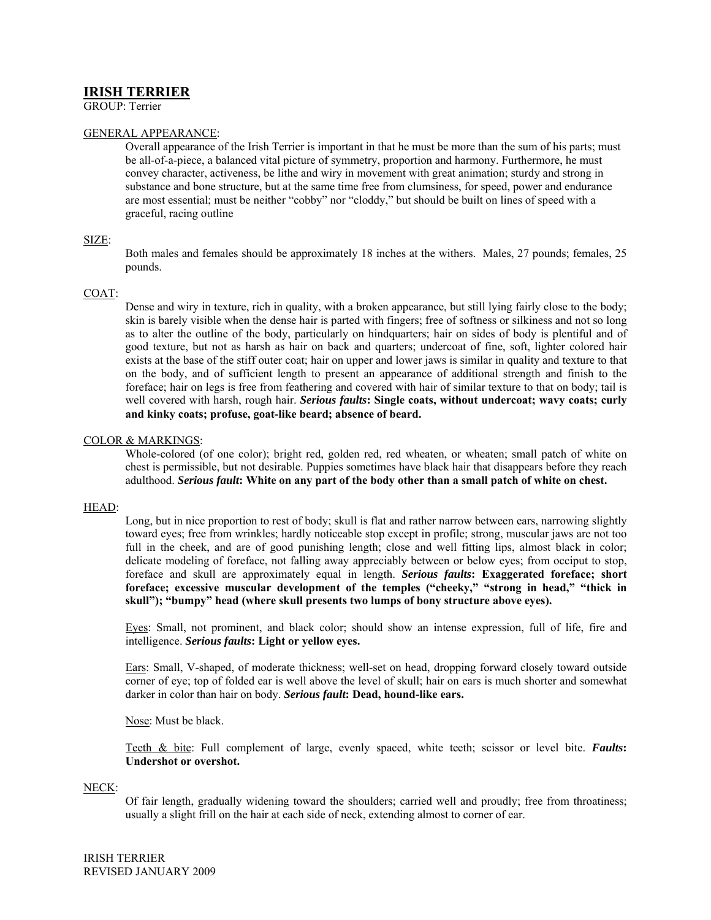# IRISH TERRIER

GROUP: Terrier

## GENERAL APPEARANCE:

Overall appearance of the Irish Terrier is important in that he must be more than the sum of his parts; must be all-of-a-piece, a balanced vital picture of symmetry, proportion and harmony. Furthermore, he must convey character, activeness, be lithe and wiry in movement with great animation; sturdy and strong in substance and bone structure, but at the same time free from clumsiness, for speed, power and endurance are most essential; must be neither "cobby" nor "cloddy," but should be built on lines of speed with a graceful, racing outline

## SIZE:

Both males and females should be approximately 18 inches at the withers. Males, 27 pounds; females, 25 pounds.

## COAT:

Dense and wiry in texture, rich in quality, with a broken appearance, but still lying fairly close to the body; skin is barely visible when the dense hair is parted with fingers; free of softness or silkiness and not so long as to alter the outline of the body, particularly on hindquarters; hair on sides of body is plentiful and of good texture, but not as harsh as hair on back and quarters; undercoat of fine, soft, lighter colored hair exists at the base of the stiff outer coat; hair on upper and lower jaws is similar in quality and texture to that on the body, and of sufficient length to present an appearance of additional strength and finish to the foreface; hair on legs is free from feathering and covered with hair of similar texture to that on body; tail is well covered with harsh, rough hair. ***Serious faults*: Single coats, without undercoat; wavy coats; curly and kinky coats; profuse, goat-like beard; absence of beard.**

## COLOR & MARKINGS:

Whole-colored (of one color); bright red, golden red, red wheaten, or wheaten; small patch of white on chest is permissible, but not desirable. Puppies sometimes have black hair that disappears before they reach adulthood. ***Serious fault*: White on any part of the body other than a small patch of white on chest.**

## HEAD:

Long, but in nice proportion to rest of body; skull is flat and rather narrow between ears, narrowing slightly toward eyes; free from wrinkles; hardly noticeable stop except in profile; strong, muscular jaws are not too full in the cheek, and are of good punishing length; close and well fitting lips, almost black in color; delicate modeling of foreface, not falling away appreciably between or below eyes; from occiput to stop, foreface and skull are approximately equal in length. ***Serious faults*: Exaggerated foreface; short foreface; excessive muscular development of the temples ("cheeky," "strong in head," "thick in skull"); "bumpy" head (where skull presents two lumps of bony structure above eyes).**

Eyes: Small, not prominent, and black color; should show an intense expression, full of life, fire and intelligence. ***Serious faults*: Light or yellow eyes.**

Ears: Small, V-shaped, of moderate thickness; well-set on head, dropping forward closely toward outside corner of eye; top of folded ear is well above the level of skull; hair on ears is much shorter and somewhat darker in color than hair on body. ***Serious fault*: Dead, hound-like ears.**

Nose: Must be black.

Teeth & bite: Full complement of large, evenly spaced, white teeth; scissor or level bite. ***Faults*: Undershot or overshot.**

## NECK:

Of fair length, gradually widening toward the shoulders; carried well and proudly; free from throatiness; usually a slight frill on the hair at each side of neck, extending almost to corner of ear.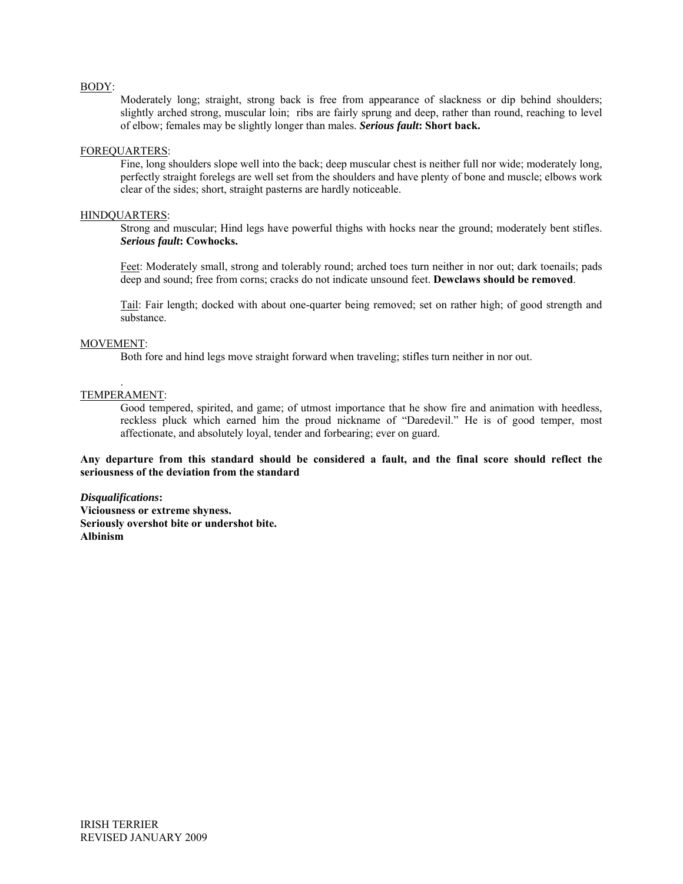BODY:

Moderately long; straight, strong back is free from appearance of slackness or dip behind shoulders; slightly arched strong, muscular loin; ribs are fairly sprung and deep, rather than round, reaching to level of elbow; females may be slightly longer than males. ***Serious fault*: Short back.**

FOREQUARTERS:

Fine, long shoulders slope well into the back; deep muscular chest is neither full nor wide; moderately long, perfectly straight forelegs are well set from the shoulders and have plenty of bone and muscle; elbows work clear of the sides; short, straight pasterns are hardly noticeable.

HINDQUARTERS:

Strong and muscular; Hind legs have powerful thighs with hocks near the ground; moderately bent stifles. ***Serious fault*: Cowhocks.**

Feet: Moderately small, strong and tolerably round; arched toes turn neither in nor out; dark toenails; pads deep and sound; free from corns; cracks do not indicate unsound feet. **Dewclaws should be removed**.

Tail: Fair length; docked with about one-quarter being removed; set on rather high; of good strength and substance.

MOVEMENT:

Both fore and hind legs move straight forward when traveling; stifles turn neither in nor out.

.

TEMPERAMENT:

Good tempered, spirited, and game; of utmost importance that he show fire and animation with heedless, reckless pluck which earned him the proud nickname of "Daredevil." He is of good temper, most affectionate, and absolutely loyal, tender and forbearing; ever on guard.

**Any departure from this standard should be considered a fault, and the final score should reflect the seriousness of the deviation from the standard**

***Disqualifications*:**
**Viciousness or extreme shyness.**
**Seriously overshot bite or undershot bite.**
**Albinism**

IRISH TERRIER
REVISED JANUARY 2009